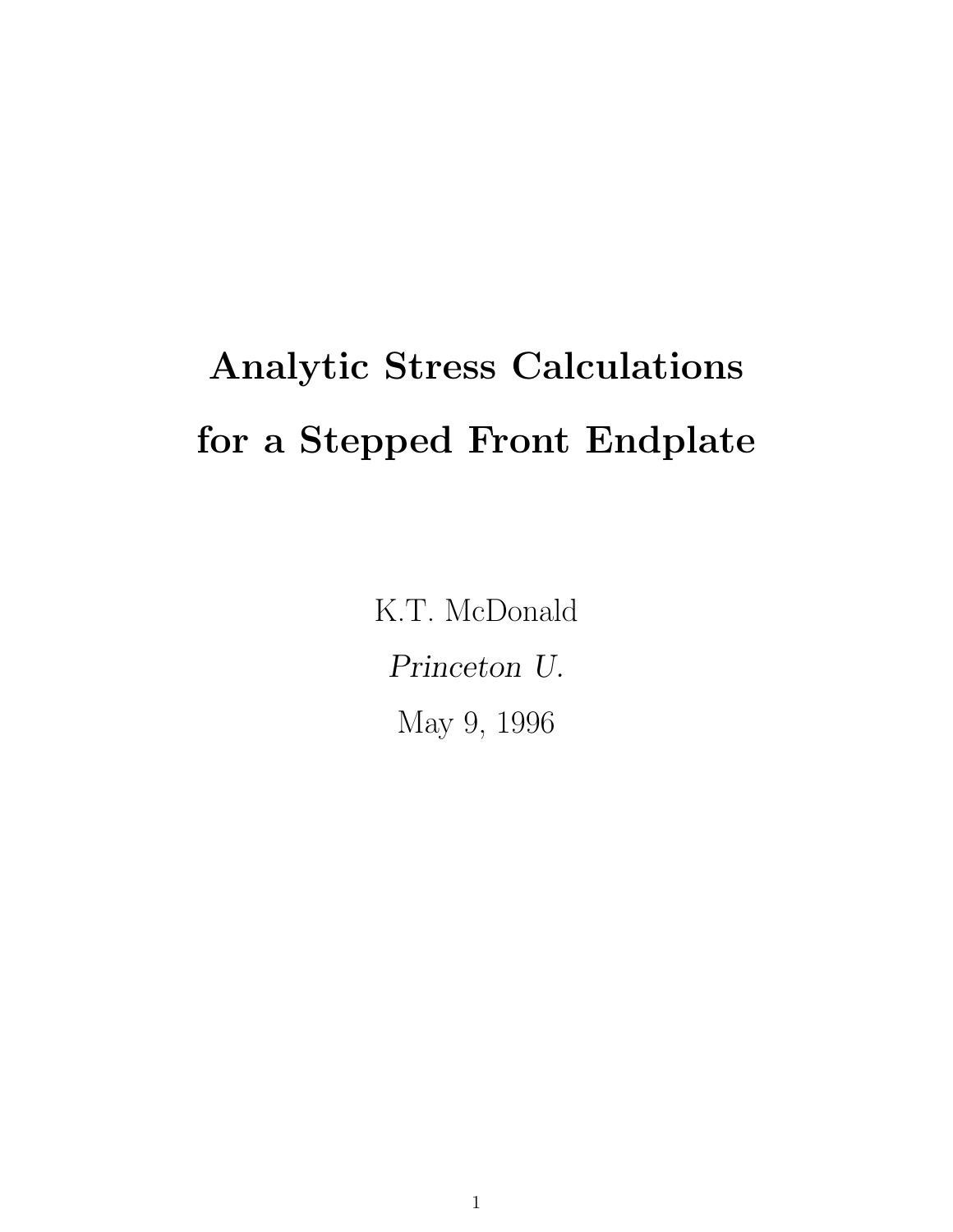# Analytic Stress Calculations for a Stepped Front Endplate

K.T. McDonald

*Princeton U.*

May 9, 1996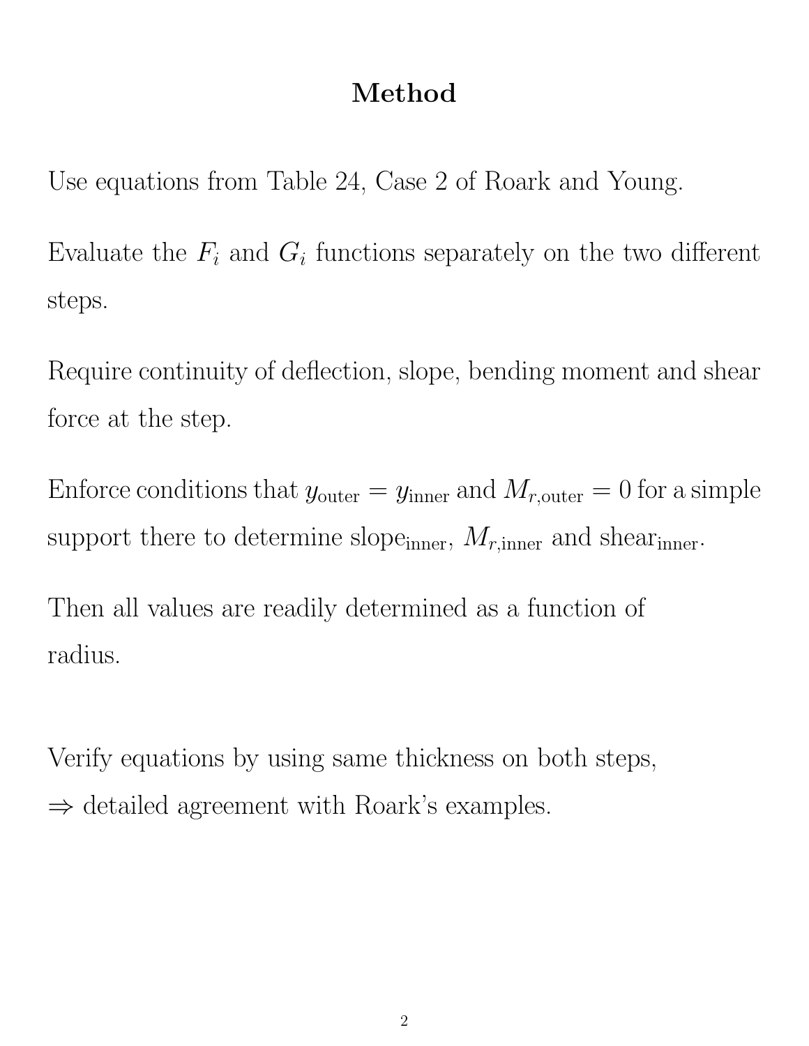# Method

Use equations from Table 24, Case 2 of Roark and Young.

Evaluate the $F_i$ and $G_i$ functions separately on the two different steps.

Require continuity of deflection, slope, bending moment and shear force at the step.

Enforce conditions that $y_{\text{outer}} = y_{\text{inner}}$ and $M_{r,\text{outer}} = 0$ for a simple support there to determine $\text{slope}_{\text{inner}}$, $M_{r,\text{inner}}$ and $\text{shear}_{\text{inner}}$.

Then all values are readily determined as a function of radius.

Verify equations by using same thickness on both steps, $\Rightarrow$ detailed agreement with Roark's examples.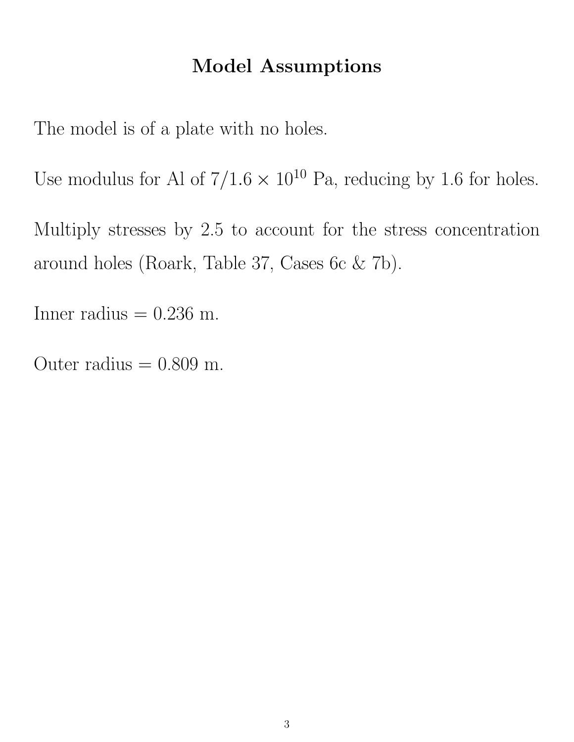# Model Assumptions

The model is of a plate with no holes.

Use modulus for Al of $7/1.6 \times 10^{10}$ Pa, reducing by 1.6 for holes.

Multiply stresses by 2.5 to account for the stress concentration around holes (Roark, Table 37, Cases 6c & 7b).

Inner radius = 0.236 m.

Outer radius = 0.809 m.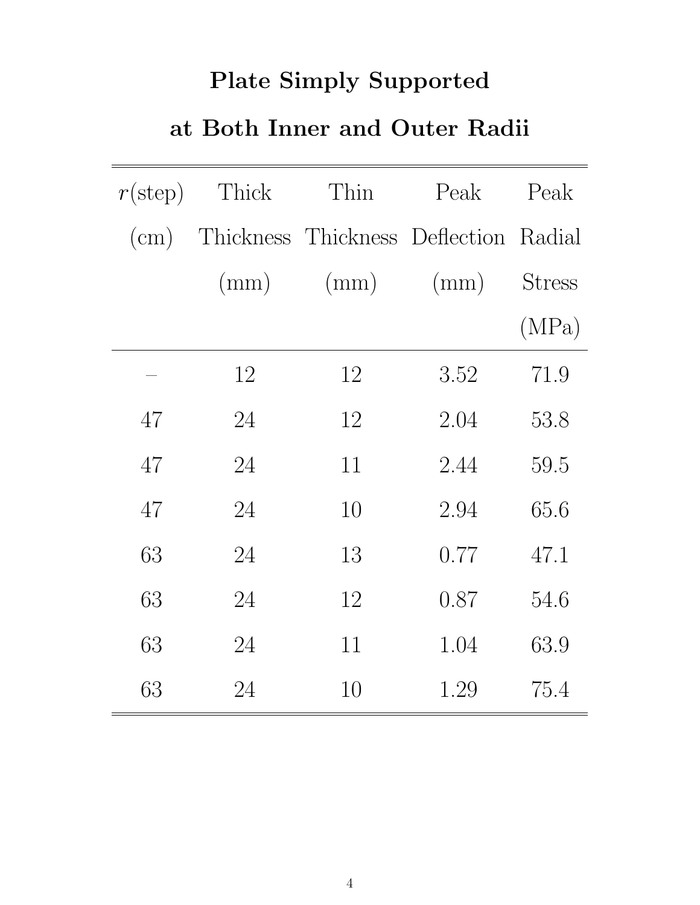# Plate Simply Supported at Both Inner and Outer Radii

| $r$(step) (cm) | Thick Thickness (mm) | Thin Thickness (mm) | Peak Deflection (mm) | Peak Radial Stress (MPa) |
|---|---|---|---|---|
| – | 12 | 12 | 3.52 | 71.9 |
| 47 | 24 | 12 | 2.04 | 53.8 |
| 47 | 24 | 11 | 2.44 | 59.5 |
| 47 | 24 | 10 | 2.94 | 65.6 |
| 63 | 24 | 13 | 0.77 | 47.1 |
| 63 | 24 | 12 | 0.87 | 54.6 |
| 63 | 24 | 11 | 1.04 | 63.9 |
| 63 | 24 | 10 | 1.29 | 75.4 |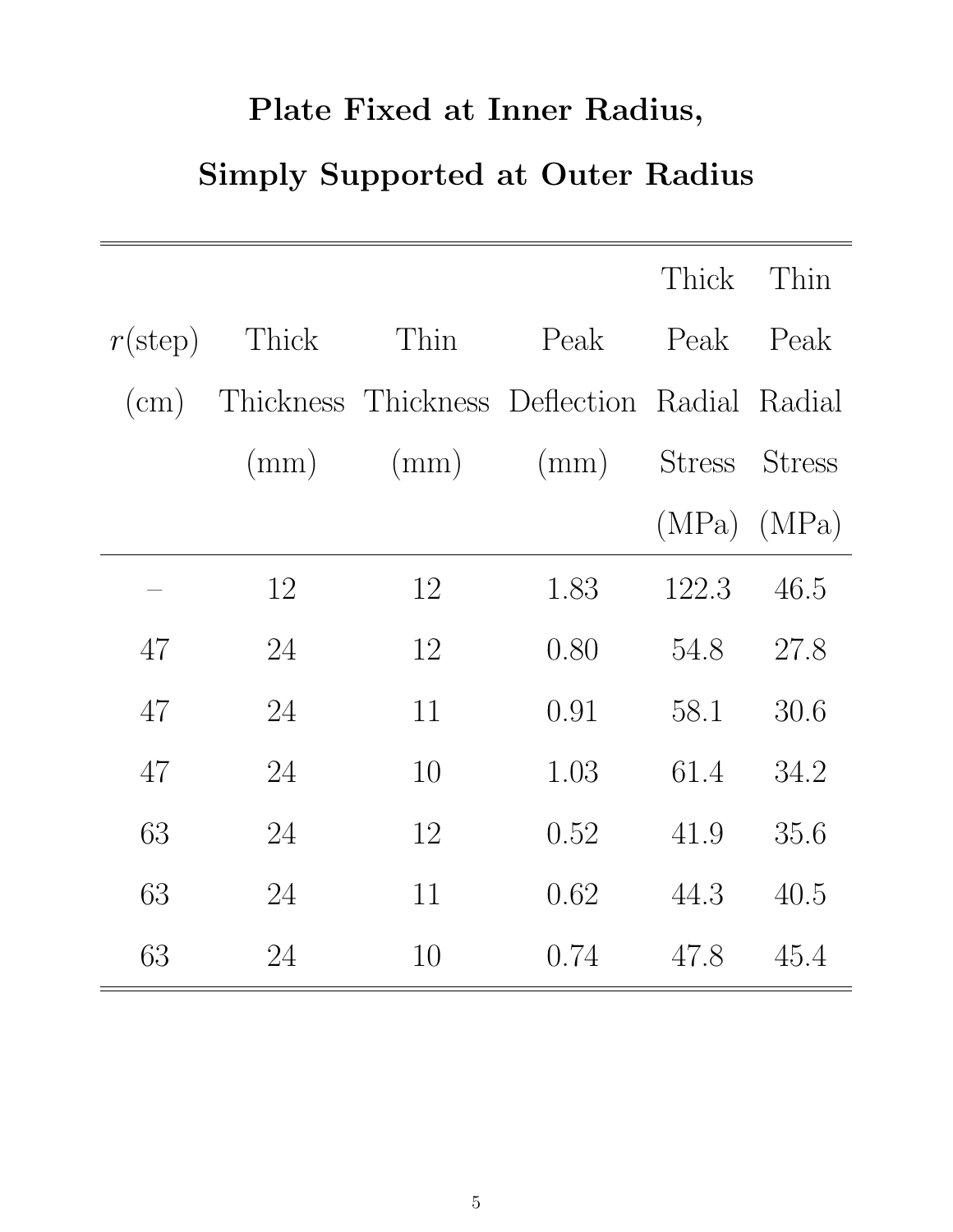**Plate Fixed at Inner Radius,**

**Simply Supported at Outer Radius**

| $r$(step) (cm) | Thick Thickness (mm) | Thin Thickness (mm) | Peak Deflection (mm) | Thick Peak Radial Stress (MPa) | Thin Peak Radial Stress (MPa) |
|---|---|---|---|---|---|
| – | 12 | 12 | 1.83 | 122.3 | 46.5 |
| 47 | 24 | 12 | 0.80 | 54.8 | 27.8 |
| 47 | 24 | 11 | 0.91 | 58.1 | 30.6 |
| 47 | 24 | 10 | 1.03 | 61.4 | 34.2 |
| 63 | 24 | 12 | 0.52 | 41.9 | 35.6 |
| 63 | 24 | 11 | 0.62 | 44.3 | 40.5 |
| 63 | 24 | 10 | 0.74 | 47.8 | 45.4 |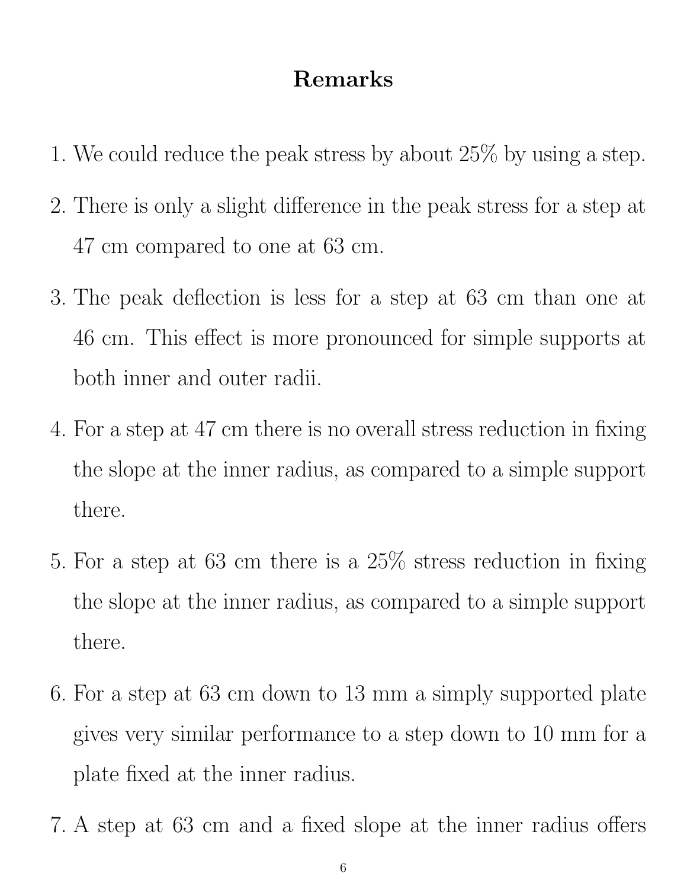## Remarks

1. We could reduce the peak stress by about 25% by using a step.
2. There is only a slight difference in the peak stress for a step at 47 cm compared to one at 63 cm.
3. The peak deflection is less for a step at 63 cm than one at 46 cm. This effect is more pronounced for simple supports at both inner and outer radii.
4. For a step at 47 cm there is no overall stress reduction in fixing the slope at the inner radius, as compared to a simple support there.
5. For a step at 63 cm there is a 25% stress reduction in fixing the slope at the inner radius, as compared to a simple support there.
6. For a step at 63 cm down to 13 mm a simply supported plate gives very similar performance to a step down to 10 mm for a plate fixed at the inner radius.
7. A step at 63 cm and a fixed slope at the inner radius offers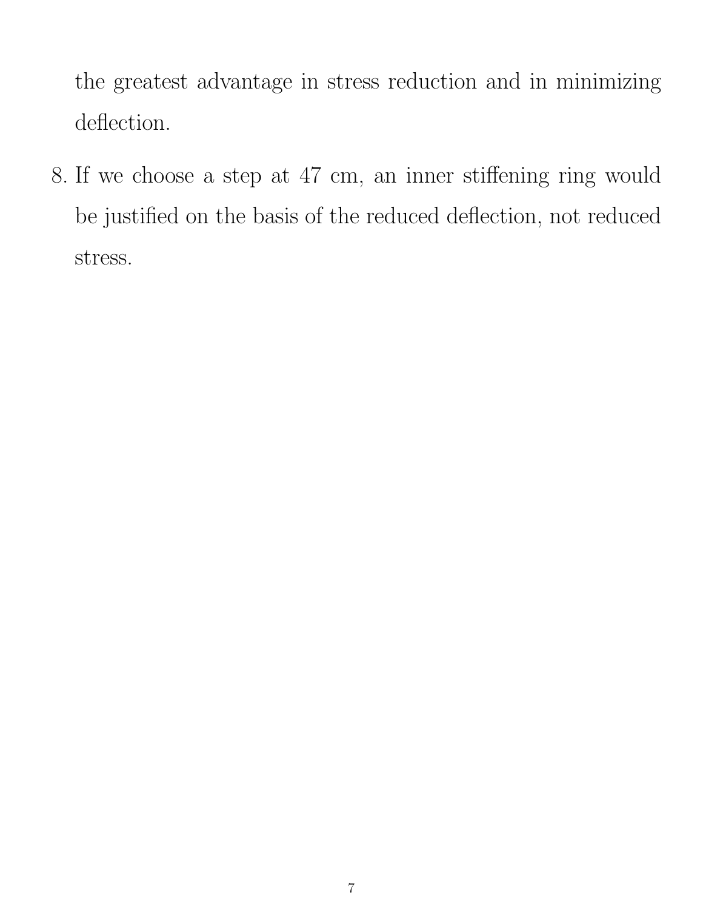the greatest advantage in stress reduction and in minimizing deflection.

8. If we choose a step at 47 cm, an inner stiffening ring would be justified on the basis of the reduced deflection, not reduced stress.